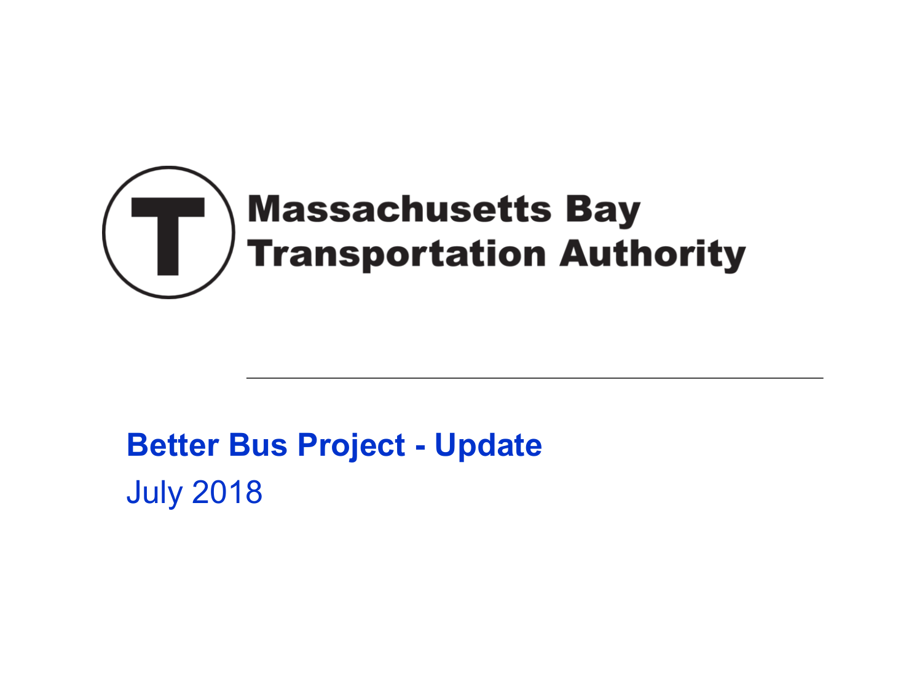Massachusetts Bay Transportation Authority

# Better Bus Project - Update

July 2018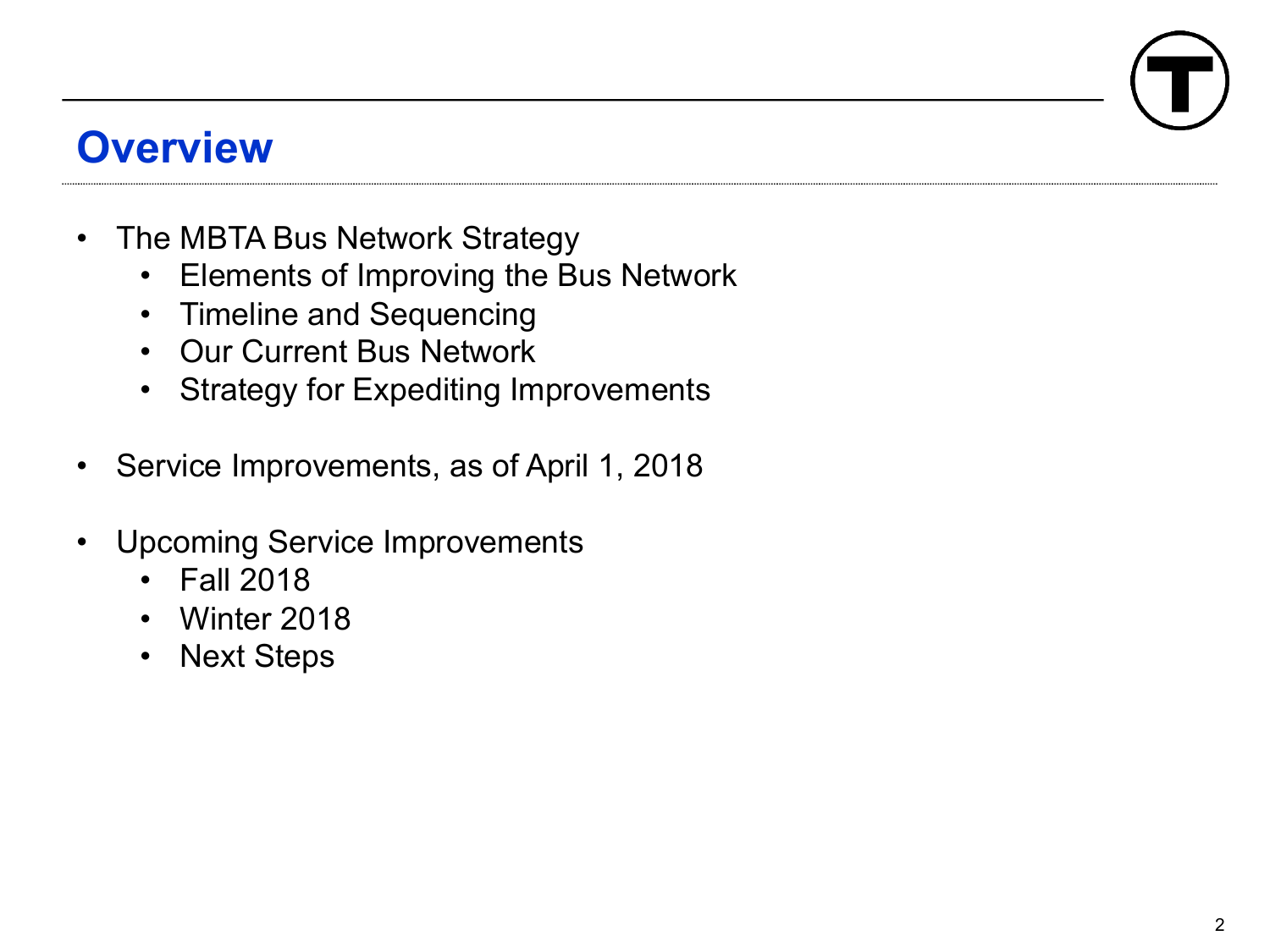# Overview

- The MBTA Bus Network Strategy
  - Elements of Improving the Bus Network
  - Timeline and Sequencing
  - Our Current Bus Network
  - Strategy for Expediting Improvements
- Service Improvements, as of April 1, 2018
- Upcoming Service Improvements
  - Fall 2018
  - Winter 2018
  - Next Steps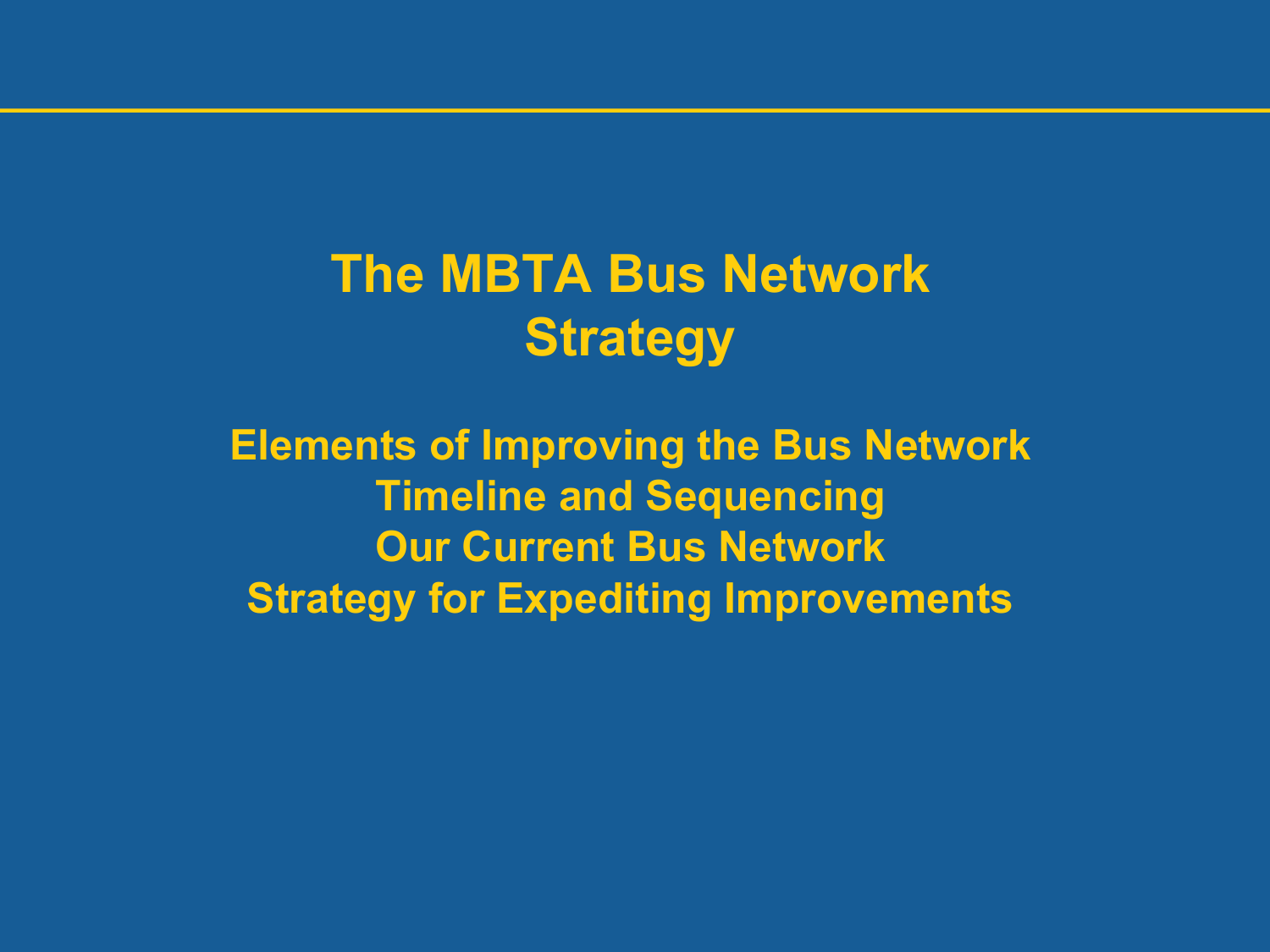# The MBTA Bus Network Strategy

**Elements of Improving the Bus Network**

**Timeline and Sequencing**

**Our Current Bus Network**

**Strategy for Expediting Improvements**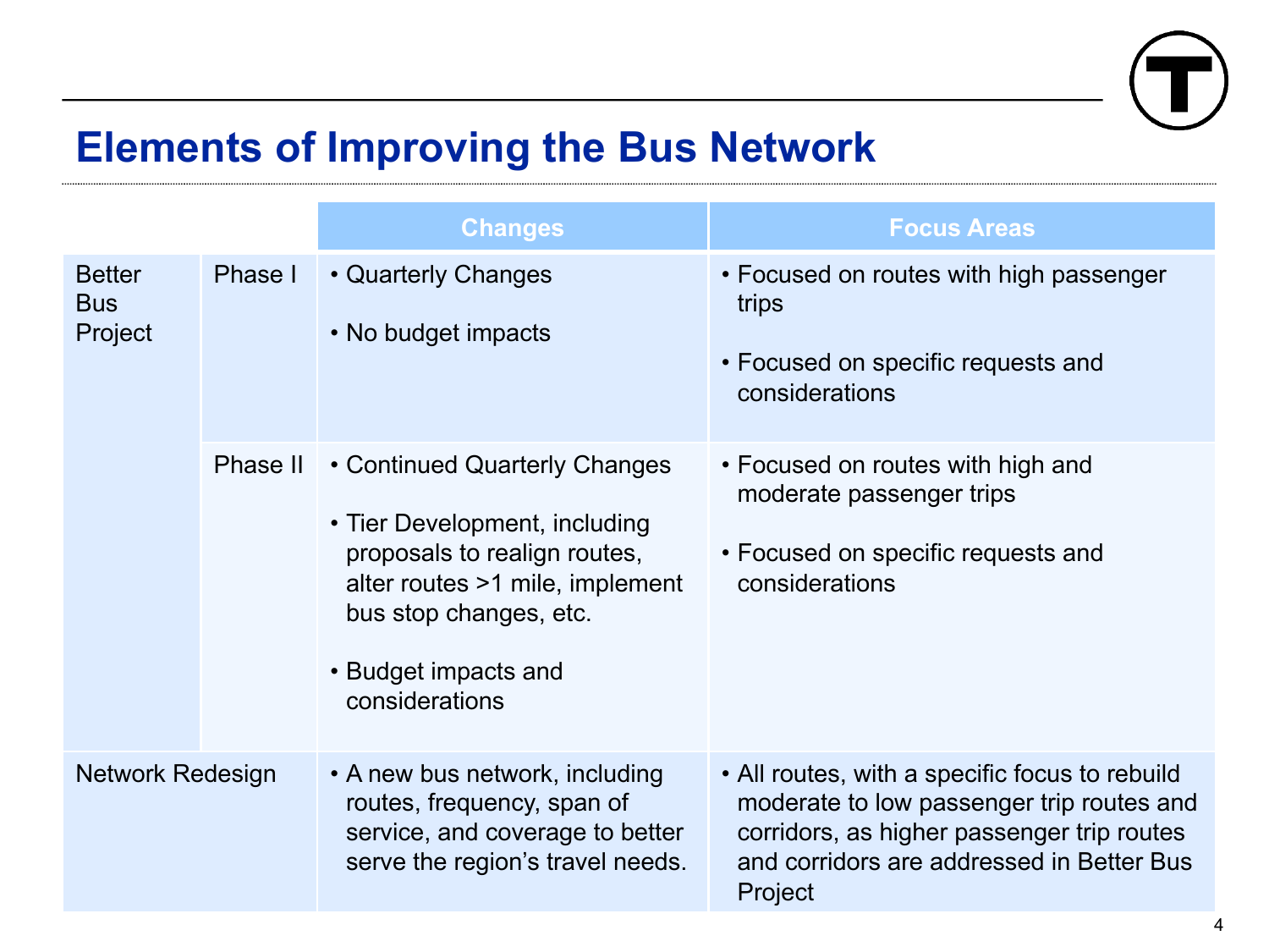# Elements of Improving the Bus Network

| | | Changes | Focus Areas |
|---|---|---|---|
| Better Bus Project | Phase I | • Quarterly Changes<br>• No budget impacts | • Focused on routes with high passenger trips<br>• Focused on specific requests and considerations |
| | Phase II | • Continued Quarterly Changes<br>• Tier Development, including proposals to realign routes, alter routes >1 mile, implement bus stop changes, etc.<br>• Budget impacts and considerations | • Focused on routes with high and moderate passenger trips<br>• Focused on specific requests and considerations |
| Network Redesign | | • A new bus network, including routes, frequency, span of service, and coverage to better serve the region's travel needs. | • All routes, with a specific focus to rebuild moderate to low passenger trip routes and corridors, as higher passenger trip routes and corridors are addressed in Better Bus Project |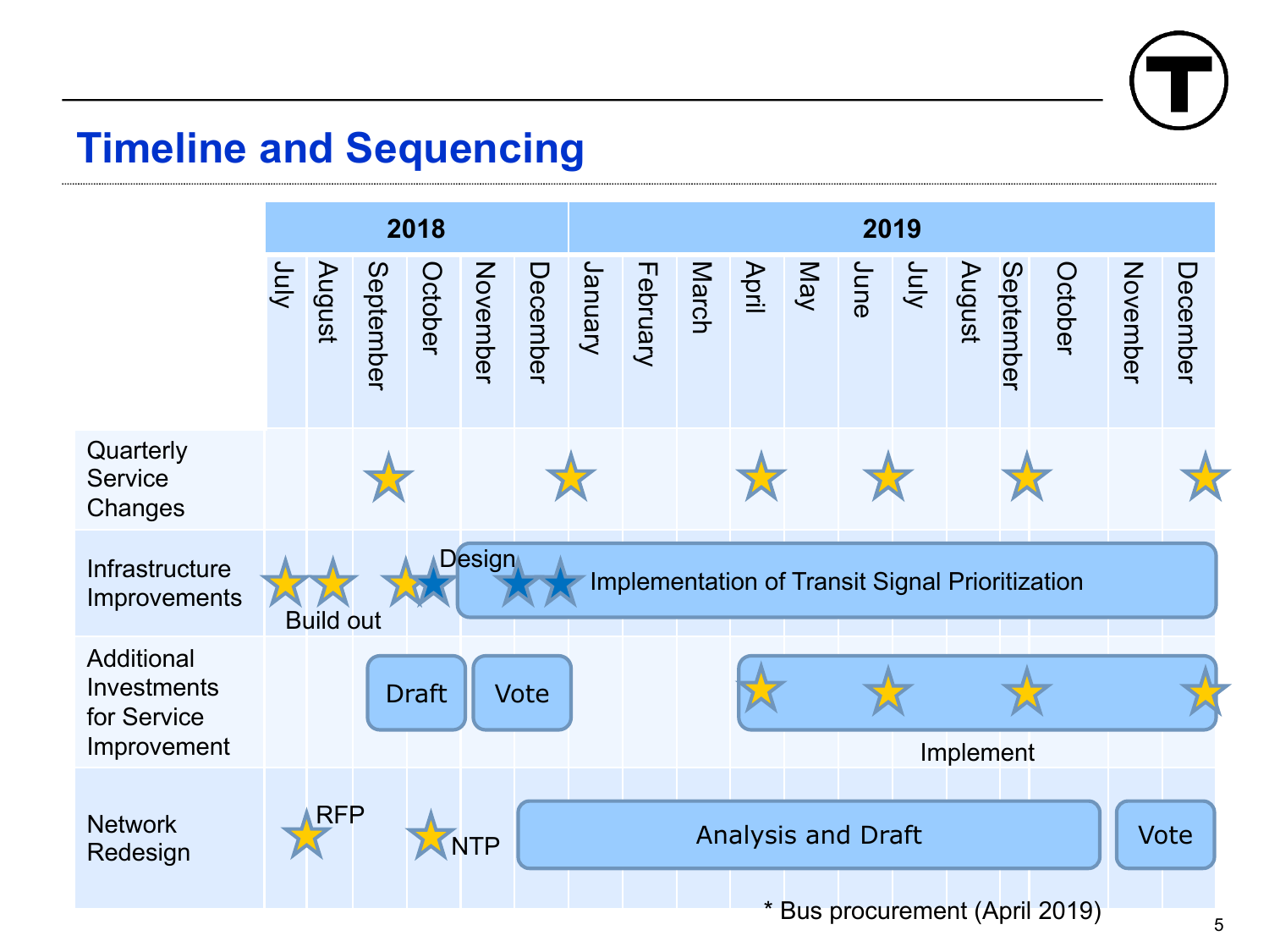# Timeline and Sequencing

| | 2018 | | | | | | 2019 | | | | | | | | | | | |
|---|---|---|---|---|---|---|---|---|---|---|---|---|---|---|---|---|---|---|
| | July | August | September | October | November | December | January | February | March | April | May | June | July | August | September | October | November | December |
| Quarterly Service Changes | | | ★ | | | | ★ | | | ★ | | ★ | | | ★ | | | ★ |
| Infrastructure Improvements | ★ Build out | ★ Build out | ★ | ★ Design | Implementation of Transit Signal Prioritization | ★ Implementation of Transit Signal Prioritization | ★ Implementation of Transit Signal Prioritization | Implementation of Transit Signal Prioritization | Implementation of Transit Signal Prioritization | Implementation of Transit Signal Prioritization | Implementation of Transit Signal Prioritization | Implementation of Transit Signal Prioritization | Implementation of Transit Signal Prioritization | Implementation of Transit Signal Prioritization | Implementation of Transit Signal Prioritization | Implementation of Transit Signal Prioritization | Implementation of Transit Signal Prioritization | Implementation of Transit Signal Prioritization |
| Additional Investments for Service Improvement | | | Draft | Draft | Vote | Vote | | | | ★ Implement | Implement | ★ Implement | Implement | Implement | ★ Implement | Implement | Implement | ★ Implement |
| Network Redesign | ★ RFP | | | ★ NTP | | Analysis and Draft | Analysis and Draft | Analysis and Draft | Analysis and Draft | Analysis and Draft | Analysis and Draft | Analysis and Draft | Analysis and Draft | Analysis and Draft | Analysis and Draft | Analysis and Draft | Vote | Vote |

\* Bus procurement (April 2019)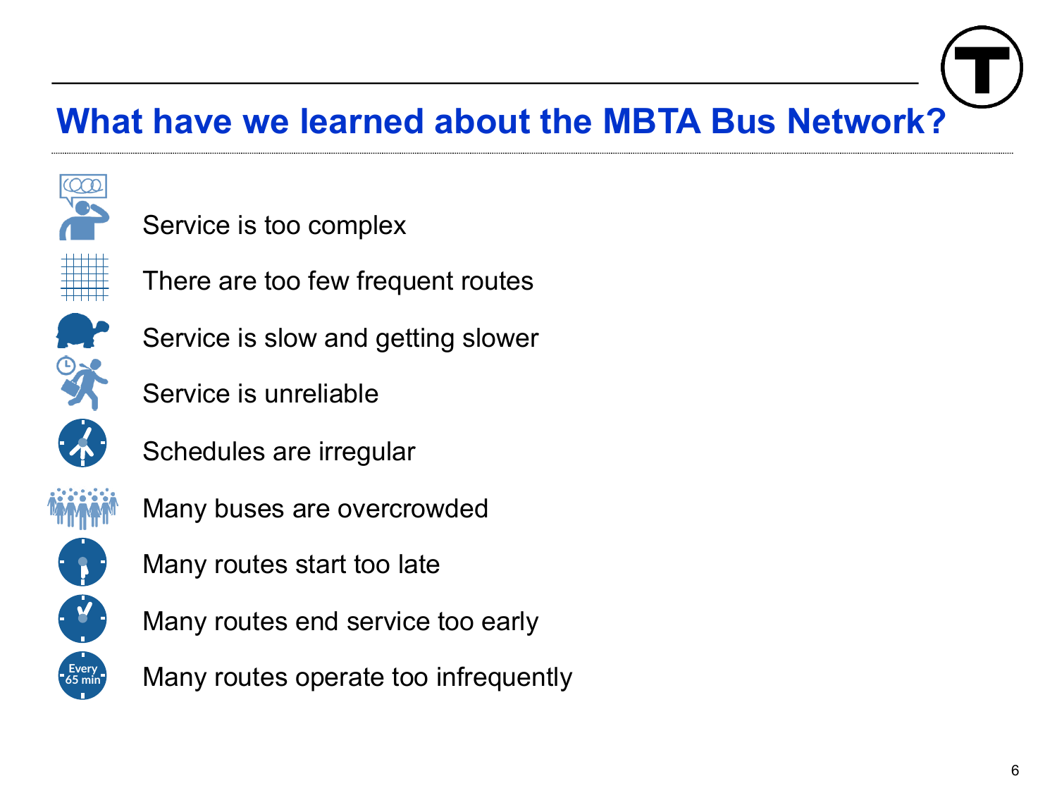# What have we learned about the MBTA Bus Network?

- Service is too complex
- There are too few frequent routes
- Service is slow and getting slower
- Service is unreliable
- Schedules are irregular
- Many buses are overcrowded
- Many routes start too late
- Many routes end service too early
- Many routes operate too infrequently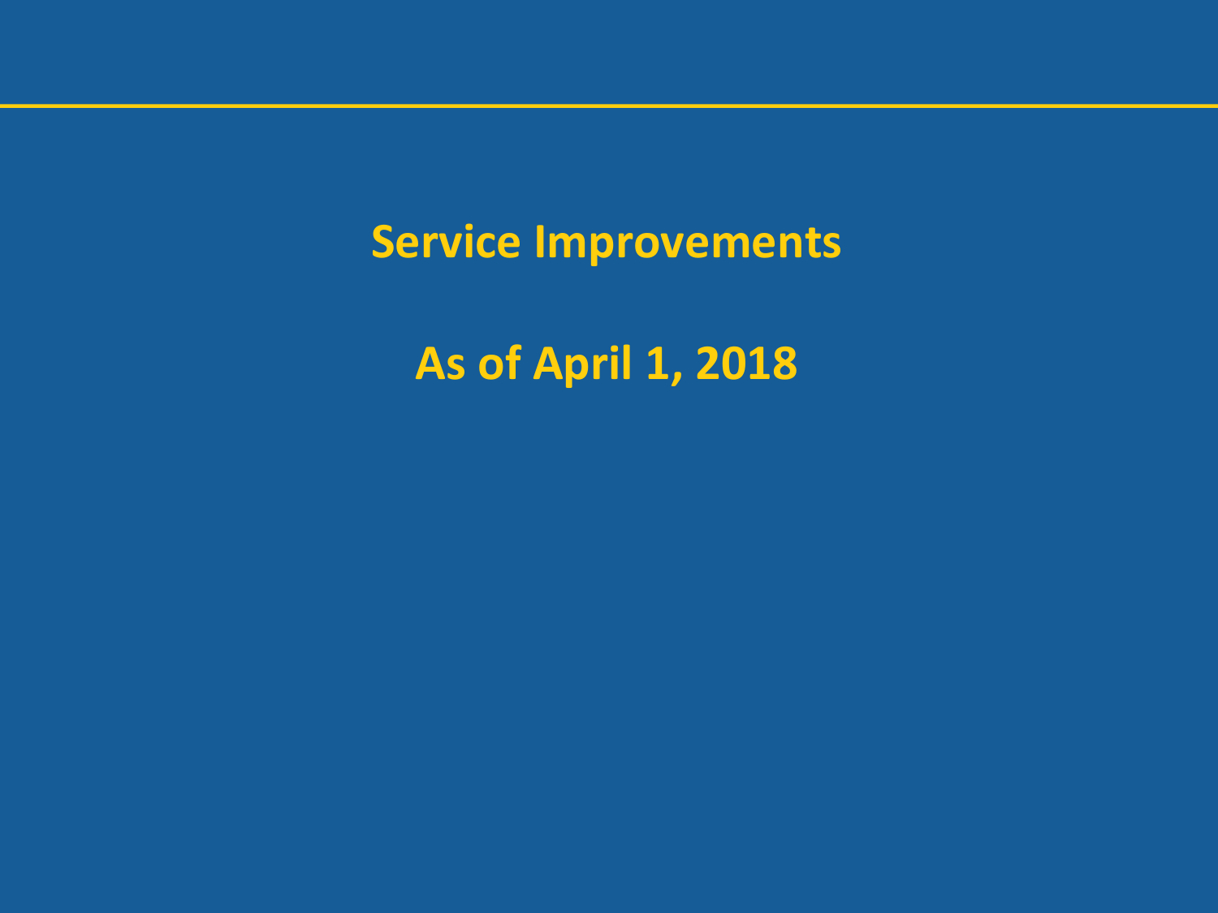# Service Improvements

# As of April 1, 2018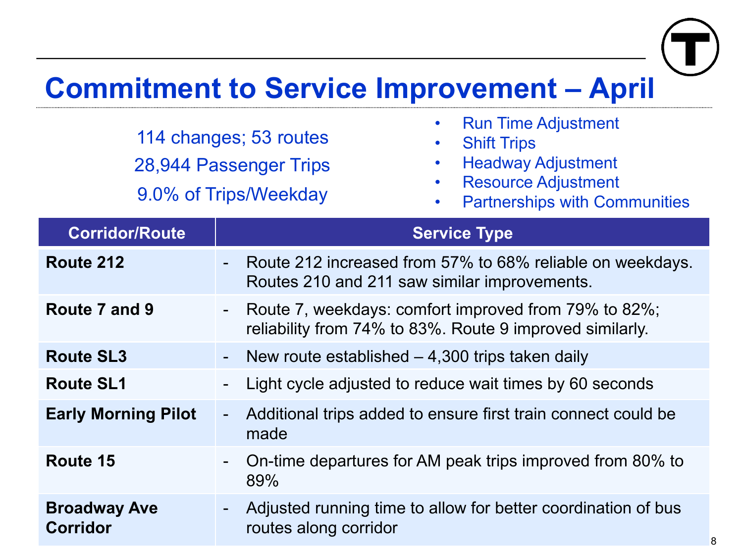# Commitment to Service Improvement – April

114 changes; 53 routes

28,944 Passenger Trips

9.0% of Trips/Weekday

- Run Time Adjustment
- Shift Trips
- Headway Adjustment
- Resource Adjustment
- Partnerships with Communities

| Corridor/Route | Service Type |
|---|---|
| **Route 212** | - Route 212 increased from 57% to 68% reliable on weekdays. Routes 210 and 211 saw similar improvements. |
| **Route 7 and 9** | - Route 7, weekdays: comfort improved from 79% to 82%; reliability from 74% to 83%. Route 9 improved similarly. |
| **Route SL3** | - New route established – 4,300 trips taken daily |
| **Route SL1** | - Light cycle adjusted to reduce wait times by 60 seconds |
| **Early Morning Pilot** | - Additional trips added to ensure first train connect could be made |
| **Route 15** | - On-time departures for AM peak trips improved from 80% to 89% |
| **Broadway Ave Corridor** | - Adjusted running time to allow for better coordination of bus routes along corridor |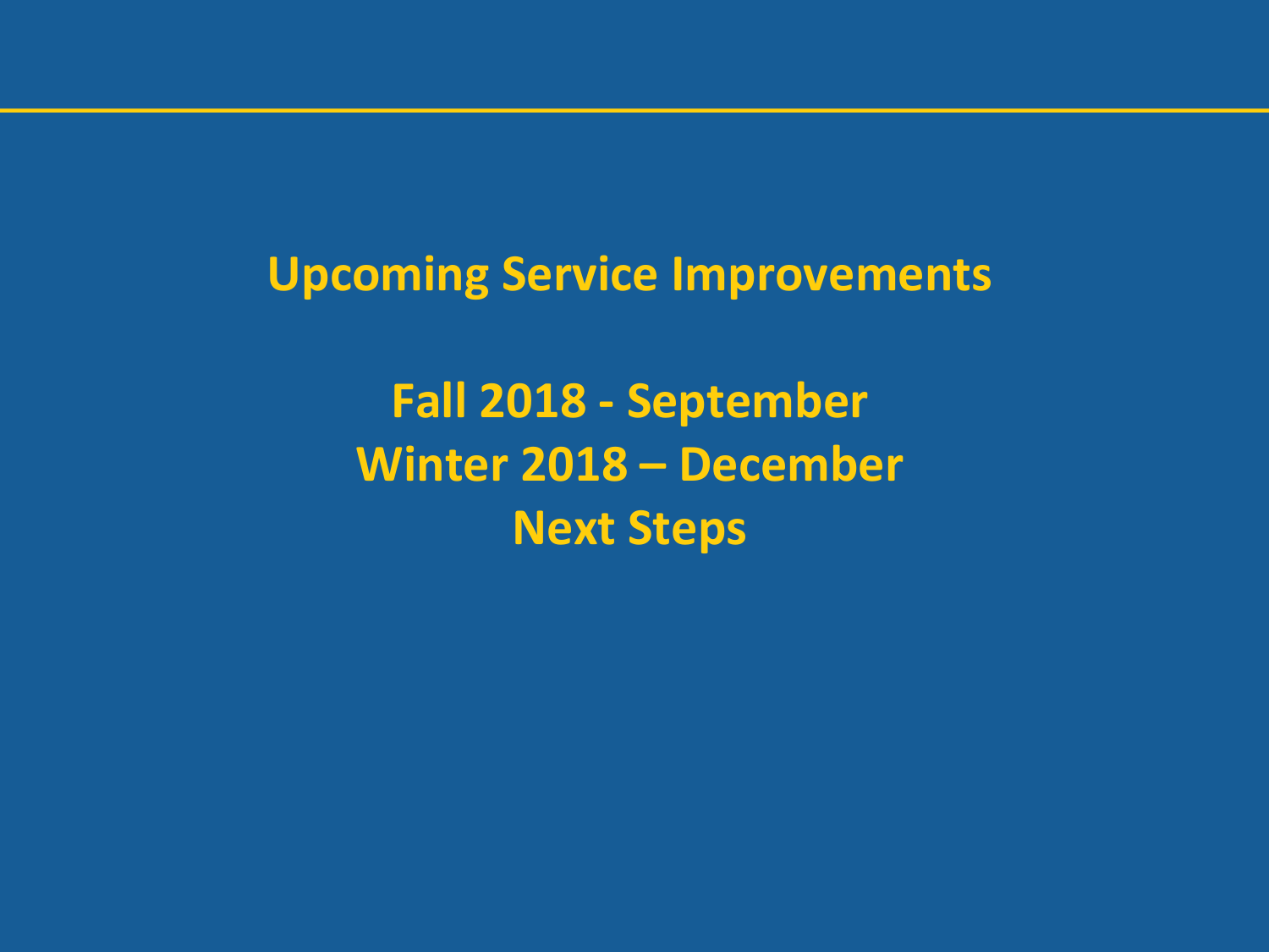# Upcoming Service Improvements

## Fall 2018 - September
## Winter 2018 – December
## Next Steps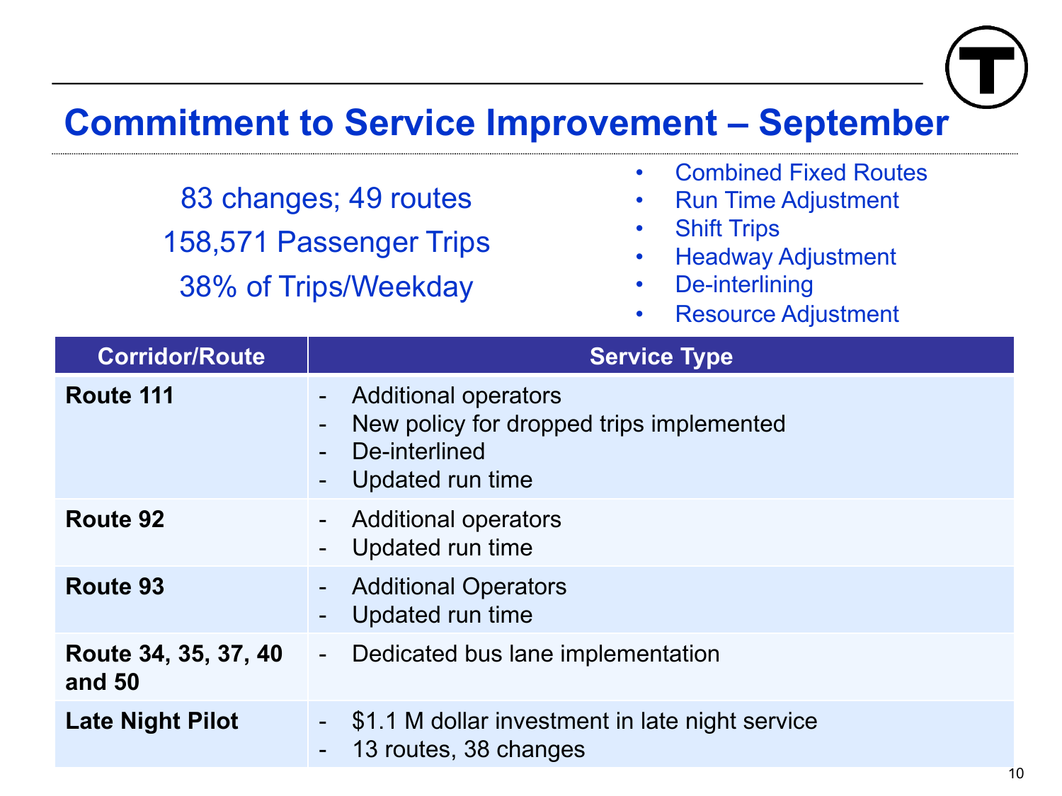# Commitment to Service Improvement – September

83 changes; 49 routes

158,571 Passenger Trips

38% of Trips/Weekday

- Combined Fixed Routes
- Run Time Adjustment
- Shift Trips
- Headway Adjustment
- De-interlining
- Resource Adjustment

| Corridor/Route | Service Type |
|---|---|
| **Route 111** | - Additional operators<br>- New policy for dropped trips implemented<br>- De-interlined<br>- Updated run time |
| **Route 92** | - Additional operators<br>- Updated run time |
| **Route 93** | - Additional Operators<br>- Updated run time |
| **Route 34, 35, 37, 40 and 50** | - Dedicated bus lane implementation |
| **Late Night Pilot** | - $1.1 M dollar investment in late night service<br>- 13 routes, 38 changes |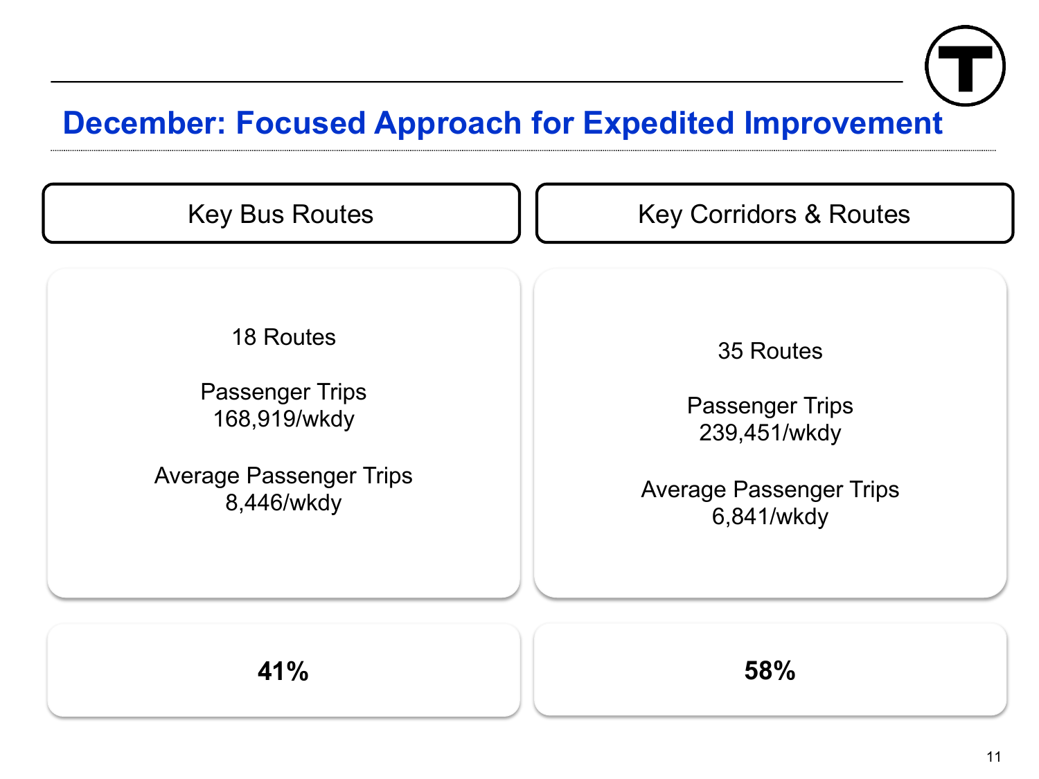## December: Focused Approach for Expedited Improvement

| Key Bus Routes | Key Corridors & Routes |
|---|---|
| 18 Routes | 35 Routes |
| Passenger Trips 168,919/wkdy | Passenger Trips 239,451/wkdy |
| Average Passenger Trips 8,446/wkdy | Average Passenger Trips 6,841/wkdy |
| **41%** | **58%** |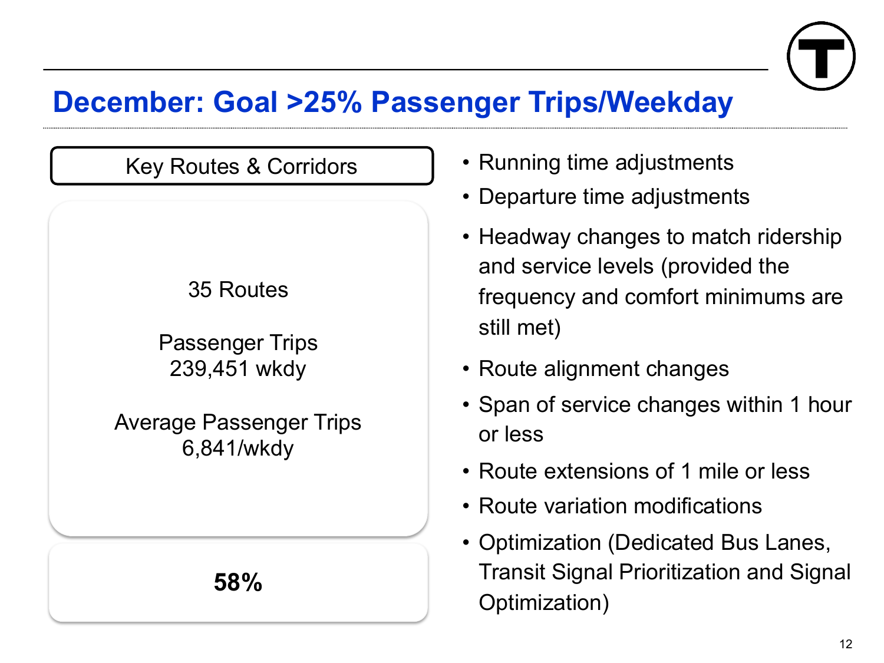# December: Goal >25% Passenger Trips/Weekday

**Key Routes & Corridors**

35 Routes

Passenger Trips
239,451 wkdy

Average Passenger Trips
6,841/wkdy

**58%**

- Running time adjustments
- Departure time adjustments
- Headway changes to match ridership and service levels (provided the frequency and comfort minimums are still met)
- Route alignment changes
- Span of service changes within 1 hour or less
- Route extensions of 1 mile or less
- Route variation modifications
- Optimization (Dedicated Bus Lanes, Transit Signal Prioritization and Signal Optimization)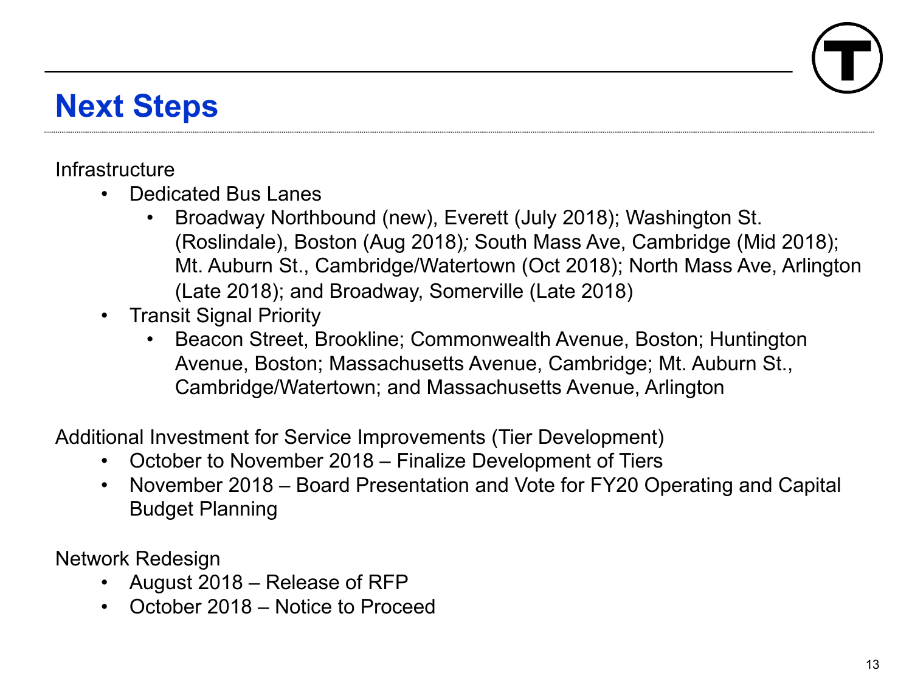# Next Steps

Infrastructure

- Dedicated Bus Lanes
  - Broadway Northbound (new), Everett (July 2018); Washington St. (Roslindale), Boston (Aug 2018); South Mass Ave, Cambridge (Mid 2018); Mt. Auburn St., Cambridge/Watertown (Oct 2018); North Mass Ave, Arlington (Late 2018); and Broadway, Somerville (Late 2018)
- Transit Signal Priority
  - Beacon Street, Brookline; Commonwealth Avenue, Boston; Huntington Avenue, Boston; Massachusetts Avenue, Cambridge; Mt. Auburn St., Cambridge/Watertown; and Massachusetts Avenue, Arlington

Additional Investment for Service Improvements (Tier Development)

- October to November 2018 – Finalize Development of Tiers
- November 2018 – Board Presentation and Vote for FY20 Operating and Capital Budget Planning

Network Redesign

- August 2018 – Release of RFP
- October 2018 – Notice to Proceed